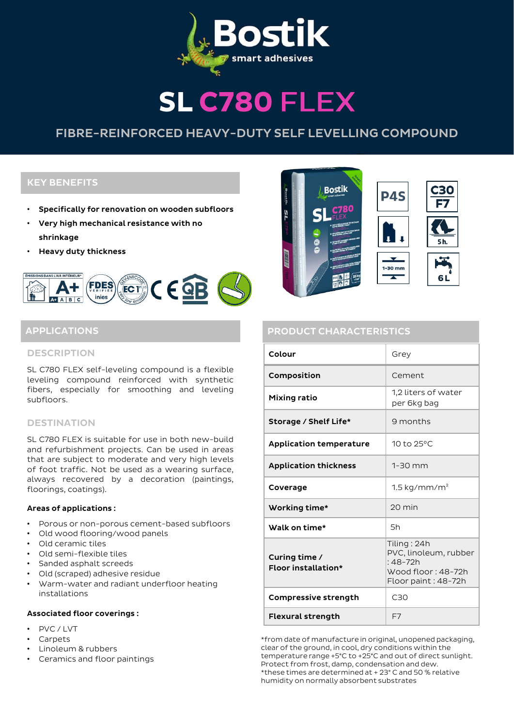# SL C780 FLEX

## FIBRE-REINFORCED HEAVY-DUTY SELF LEVELLING COMPOUND

## KEY BENEFITS

- **Specifically for renovation on wooden subfloors**
- **Very high mechanical resistance with no shrinkage**
- **Heavy duty thickness**

## APPLICATIONS

### DESCRIPTION

SL C780 FLEX self-leveling compound is a flexible leveling compound reinforced with synthetic fibers, especially for smoothing and leveling subfloors.

### DESTINATION

SL C780 FLEX is suitable for use in both new-build and refurbishment projects. Can be used in areas that are subject to moderate and very high levels of foot traffic. Not be used as a wearing surface, always recovered by a decoration (paintings, floorings, coatings).

**Areas of applications :**

- Porous or non-porous cement-based subfloors
- Old wood flooring/wood panels
- Old ceramic tiles
- Old semi-flexible tiles
- Sanded asphalt screeds
- Old (scraped) adhesive residue
- Warm-water and radiant underfloor heating installations

**Associated floor coverings :**

- PVC / LVT
- Carpets
- Linoleum & rubbers
- Ceramics and floor paintings

## PRODUCT CHARACTERISTICS

| | |
|---|---|
| **Colour** | Grey |
| **Composition** | Cement |
| **Mixing ratio** | 1,2 liters of water per 6kg bag |
| **Storage / Shelf Life*** | 9 months |
| **Application temperature** | 10 to 25°C |
| **Application thickness** | 1-30 mm |
| **Coverage** | 1.5 kg/mm/m² |
| **Working time*** | 20 min |
| **Walk on time*** | 5h |
| **Curing time / Floor installation*** | Tiling : 24h<br>PVC, linoleum, rubber : 48-72h<br>Wood floor : 48-72h<br>Floor paint : 48-72h |
| **Compressive strength** | C30 |
| **Flexural strength** | F7 |

*from date of manufacture in original, unopened packaging, clear of the ground, in cool, dry conditions within the temperature range +5°C to +25°C and out of direct sunlight. Protect from frost, damp, condensation and dew.
*these times are determined at + 23° C and 50 % relative humidity on normally absorbent substrates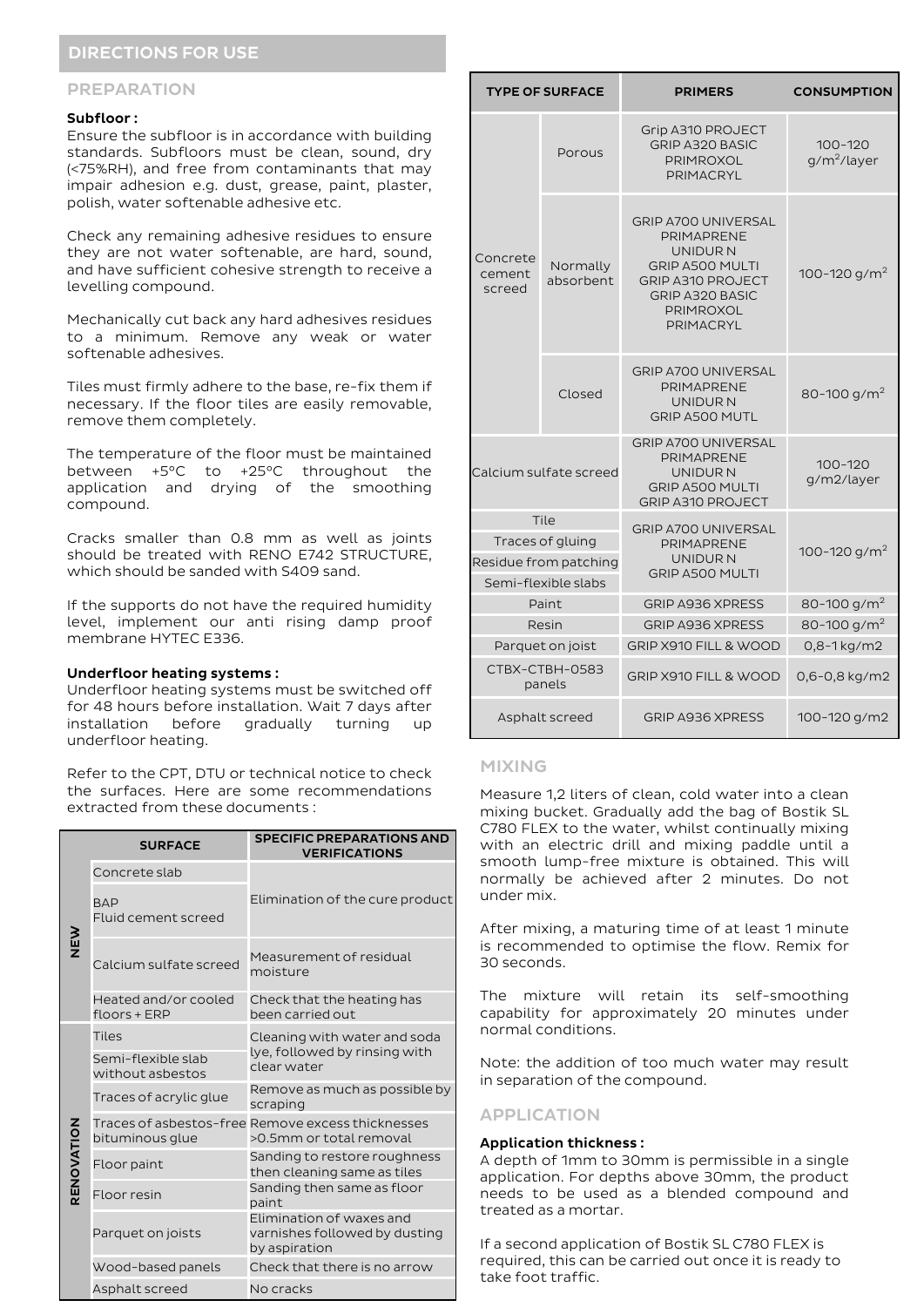## DIRECTIONS FOR USE

### PREPARATION

**Subfloor :**

Ensure the subfloor is in accordance with building standards. Subfloors must be clean, sound, dry (<75%RH), and free from contaminants that may impair adhesion e.g. dust, grease, paint, plaster, polish, water softenable adhesive etc.

Check any remaining adhesive residues to ensure they are not water softenable, are hard, sound, and have sufficient cohesive strength to receive a levelling compound.

Mechanically cut back any hard adhesives residues to a minimum. Remove any weak or water softenable adhesives.

Tiles must firmly adhere to the base, re-fix them if necessary. If the floor tiles are easily removable, remove them completely.

The temperature of the floor must be maintained between +5°C to +25°C throughout the application and drying of the smoothing compound.

Cracks smaller than 0.8 mm as well as joints should be treated with RENO E742 STRUCTURE, which should be sanded with S409 sand.

If the supports do not have the required humidity level, implement our anti rising damp proof membrane HYTEC E336.

**Underfloor heating systems :**

Underfloor heating systems must be switched off for 48 hours before installation. Wait 7 days after installation before gradually turning up underfloor heating.

Refer to the CPT, DTU or technical notice to check the surfaces. Here are some recommendations extracted from these documents :

| | SURFACE | SPECIFIC PREPARATIONS AND VERIFICATIONS |
|---|---|---|
| NEW | Concrete slab | Elimination of the cure product |
| | BAP Fluid cement screed | |
| | Calcium sulfate screed | Measurement of residual moisture |
| | Heated and/or cooled floors + ERP | Check that the heating has been carried out |
| RENOVATION | Tiles | Cleaning with water and soda lye, followed by rinsing with clear water |
| | Semi-flexible slab without asbestos | |
| | Traces of acrylic glue | Remove as much as possible by scraping |
| | Traces of asbestos-free bituminous glue | Remove excess thicknesses >0.5mm or total removal |
| | Floor paint | Sanding to restore roughness then cleaning same as tiles |
| | Floor resin | Sanding then same as floor paint |
| | Parquet on joists | Elimination of waxes and varnishes followed by dusting by aspiration |
| | Wood-based panels | Check that there is no arrow |
| | Asphalt screed | No cracks |

| TYPE OF SURFACE | | PRIMERS | CONSUMPTION |
|---|---|---|---|
| Concrete cement screed | Porous | Grip A310 PROJECT<br>GRIP A320 BASIC<br>PRIMROXOL<br>PRIMACRYL | 100-120 g/m²/layer |
| | Normally absorbent | GRIP A700 UNIVERSAL<br>PRIMAPRENE<br>UNIDUR N<br>GRIP A500 MULTI<br>GRIP A310 PROJECT<br>GRIP A320 BASIC<br>PRIMROXOL<br>PRIMACRYL | 100-120 g/m² |
| | Closed | GRIP A700 UNIVERSAL<br>PRIMAPRENE<br>UNIDUR N<br>GRIP A500 MUTL | 80-100 g/m² |
| Calcium sulfate screed | | GRIP A700 UNIVERSAL<br>PRIMAPRENE<br>UNIDUR N<br>GRIP A500 MULTI<br>GRIP A310 PROJECT | 100-120 g/m2/layer |
| Tile<br>Traces of gluing<br>Residue from patching<br>Semi-flexible slabs | | GRIP A700 UNIVERSAL<br>PRIMAPRENE<br>UNIDUR N<br>GRIP A500 MULTI | 100-120 g/m² |
| Paint | | GRIP A936 XPRESS | 80-100 g/m² |
| Resin | | GRIP A936 XPRESS | 80-100 g/m² |
| Parquet on joist | | GRIP X910 FILL & WOOD | 0,8-1 kg/m2 |
| CTBX-CTBH-0583 panels | | GRIP X910 FILL & WOOD | 0,6-0,8 kg/m2 |
| Asphalt screed | | GRIP A936 XPRESS | 100-120 g/m2 |

### MIXING

Measure 1,2 liters of clean, cold water into a clean mixing bucket. Gradually add the bag of Bostik SL C780 FLEX to the water, whilst continually mixing with an electric drill and mixing paddle until a smooth lump-free mixture is obtained. This will normally be achieved after 2 minutes. Do not under mix.

After mixing, a maturing time of at least 1 minute is recommended to optimise the flow. Remix for 30 seconds.

The mixture will retain its self-smoothing capability for approximately 20 minutes under normal conditions.

Note: the addition of too much water may result in separation of the compound.

### APPLICATION

**Application thickness :**

A depth of 1mm to 30mm is permissible in a single application. For depths above 30mm, the product needs to be used as a blended compound and treated as a mortar.

If a second application of Bostik SL C780 FLEX is required, this can be carried out once it is ready to take foot traffic.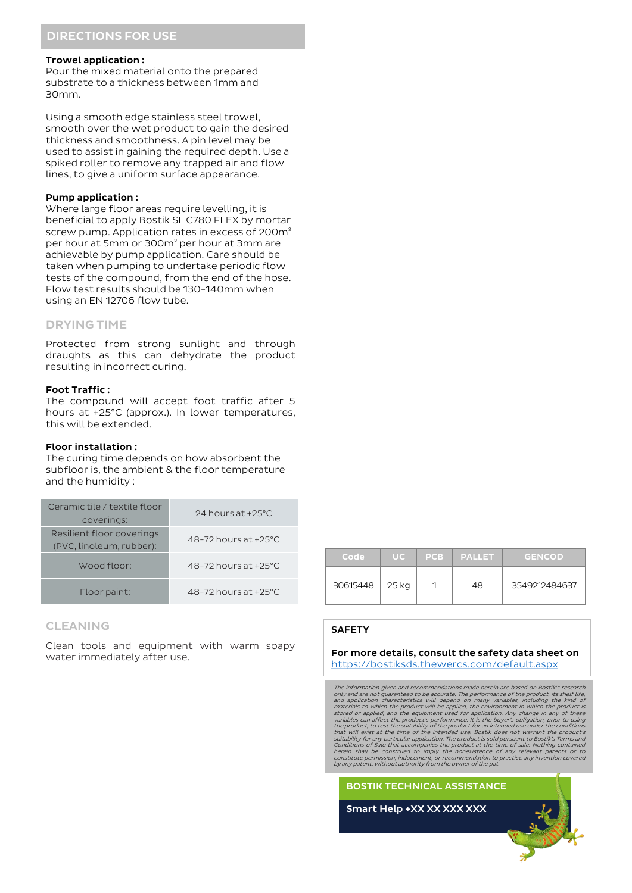## DIRECTIONS FOR USE

**Trowel application :**
Pour the mixed material onto the prepared substrate to a thickness between 1mm and 30mm.

Using a smooth edge stainless steel trowel, smooth over the wet product to gain the desired thickness and smoothness. A pin level may be used to assist in gaining the required depth. Use a spiked roller to remove any trapped air and flow lines, to give a uniform surface appearance.

**Pump application :**
Where large floor areas require levelling, it is beneficial to apply Bostik SL C780 FLEX by mortar screw pump. Application rates in excess of 200m² per hour at 5mm or 300m² per hour at 3mm are achievable by pump application. Care should be taken when pumping to undertake periodic flow tests of the compound, from the end of the hose. Flow test results should be 130-140mm when using an EN 12706 flow tube.

## DRYING TIME

Protected from strong sunlight and through draughts as this can dehydrate the product resulting in incorrect curing.

**Foot Traffic :**
The compound will accept foot traffic after 5 hours at +25°C (approx.). In lower temperatures, this will be extended.

**Floor installation :**
The curing time depends on how absorbent the subfloor is, the ambient & the floor temperature and the humidity :

| | |
|---|---|
| Ceramic tile / textile floor coverings: | 24 hours at +25°C |
| Resilient floor coverings (PVC, linoleum, rubber): | 48-72 hours at +25°C |
| Wood floor: | 48-72 hours at +25°C |
| Floor paint: | 48-72 hours at +25°C |

## CLEANING

Clean tools and equipment with warm soapy water immediately after use.

| Code | UC | PCB | PALLET | GENCOD |
|---|---|---|---|---|
| 30615448 | 25 kg | 1 | 48 | 3549212484637 |

**SAFETY**

**For more details, consult the safety data sheet on** https://bostiksds.thewercs.com/default.aspx

*The information given and recommendations made herein are based on Bostik's research only and are not guaranteed to be accurate. The performance of the product, its shelf life, and application characteristics will depend on many variables, including the kind of materials to which the product will be applied, the environment in which the product is stored or applied, and the equipment used for application. Any change in any of these variables can affect the product's performance. It is the buyer's obligation, prior to using the product, to test the suitability of the product for an intended use under the conditions that will exist at the time of the intended use. Bostik does not warrant the product's suitability for any particular application. The product is sold pursuant to Bostik's Terms and Conditions of Sale that accompanies the product at the time of sale. Nothing contained herein shall be construed to imply the nonexistence of any relevant patents or to constitute permission, inducement, or recommendation to practice any invention covered by any patent, without authority from the owner of the pat*

**BOSTIK TECHNICAL ASSISTANCE**

**Smart Help +XX XX XXX XXX**